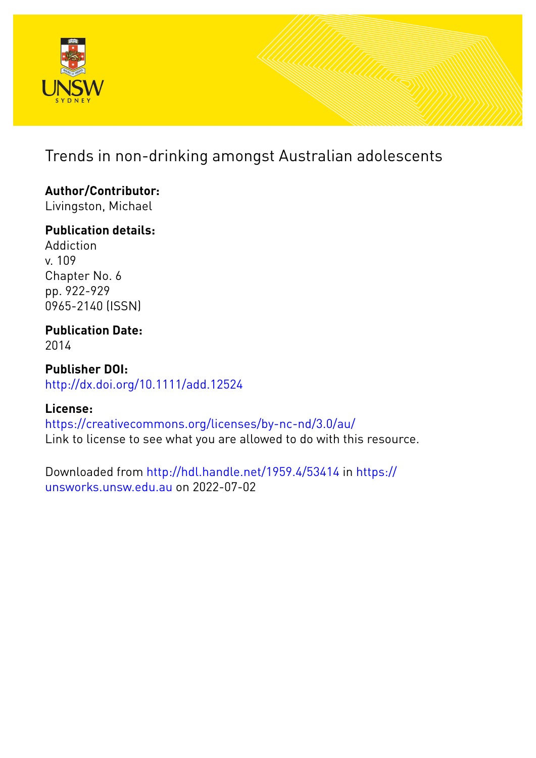# Trends in non-drinking amongst Australian adolescents

**Author/Contributor:**
Livingston, Michael

**Publication details:**
Addiction
v. 109
Chapter No. 6
pp. 922-929
0965-2140 (ISSN)

**Publication Date:**
2014

**Publisher DOI:**
http://dx.doi.org/10.1111/add.12524

**License:**
https://creativecommons.org/licenses/by-nc-nd/3.0/au/
Link to license to see what you are allowed to do with this resource.

Downloaded from http://hdl.handle.net/1959.4/53414 in https://unsworks.unsw.edu.au on 2022-07-02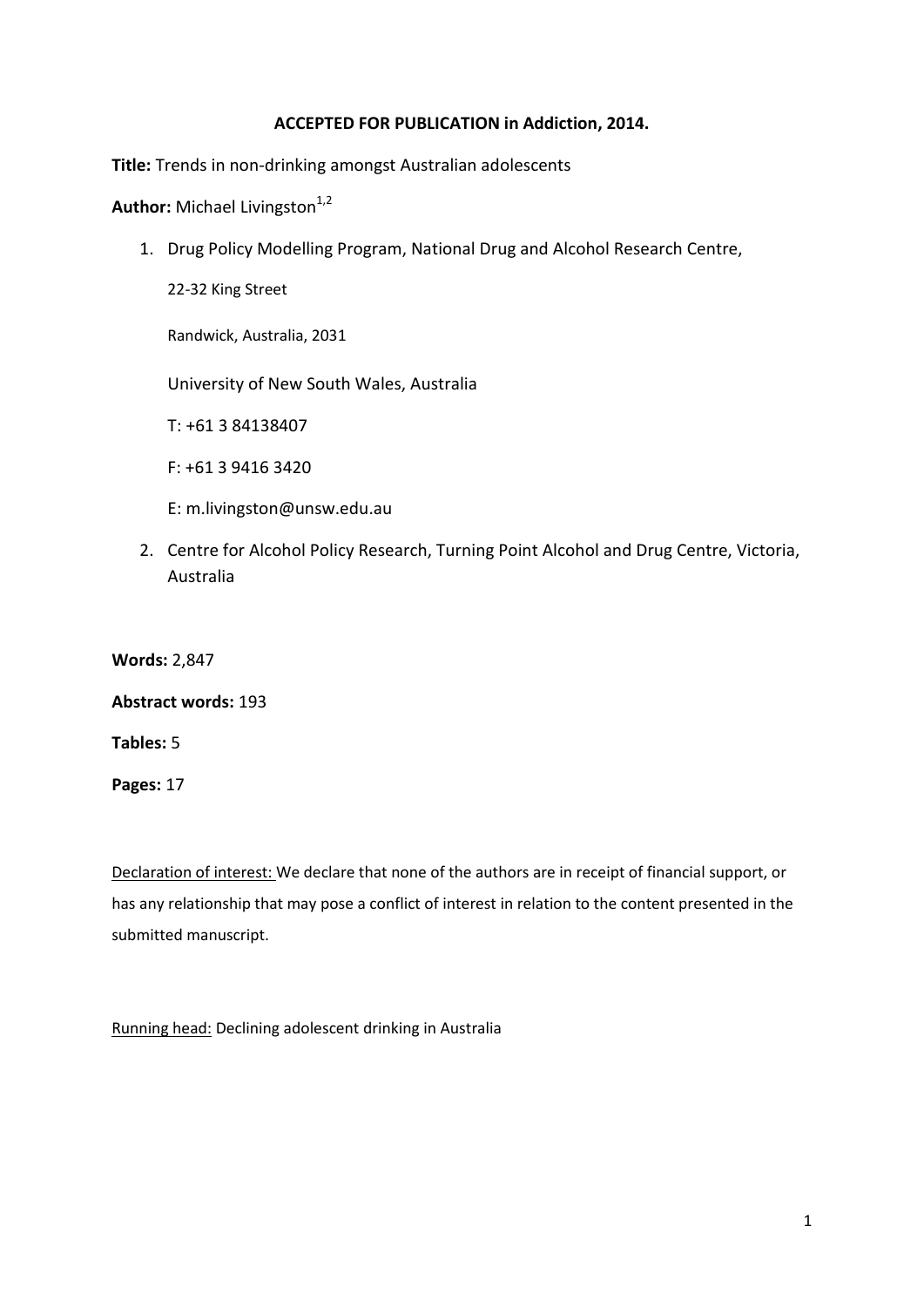**ACCEPTED FOR PUBLICATION in Addiction, 2014.**

**Title:** Trends in non-drinking amongst Australian adolescents

**Author:** Michael Livingston[1,2]

1. Drug Policy Modelling Program, National Drug and Alcohol Research Centre,

   22-32 King Street

   Randwick, Australia, 2031

   University of New South Wales, Australia

   T: +61 3 84138407

   F: +61 3 9416 3420

   E: m.livingston@unsw.edu.au

2. Centre for Alcohol Policy Research, Turning Point Alcohol and Drug Centre, Victoria, Australia

**Words:** 2,847

**Abstract words:** 193

**Tables:** 5

**Pages:** 17

Declaration of interest: We declare that none of the authors are in receipt of financial support, or has any relationship that may pose a conflict of interest in relation to the content presented in the submitted manuscript.

Running head: Declining adolescent drinking in Australia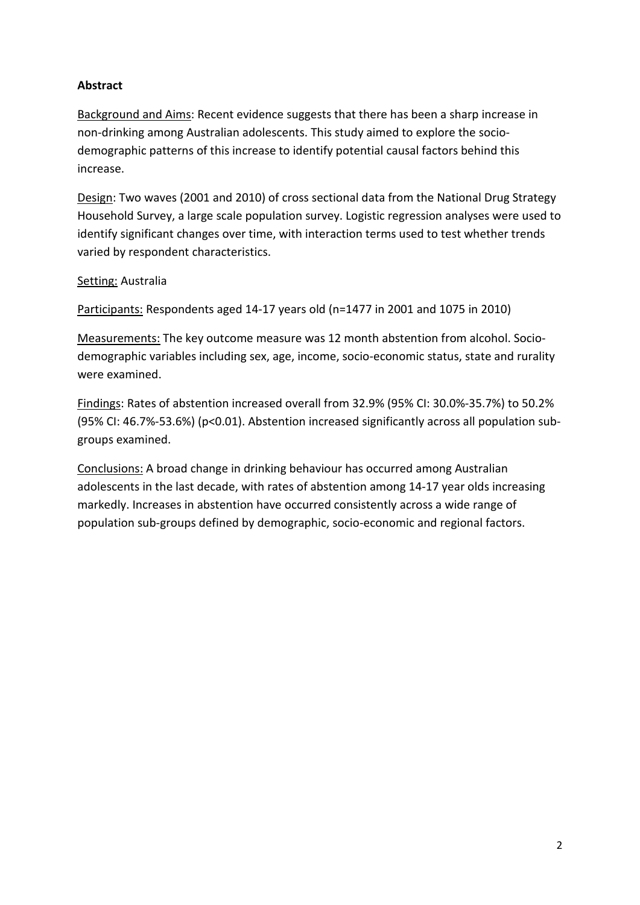**Abstract**

Background and Aims: Recent evidence suggests that there has been a sharp increase in non-drinking among Australian adolescents. This study aimed to explore the socio-demographic patterns of this increase to identify potential causal factors behind this increase.

Design: Two waves (2001 and 2010) of cross sectional data from the National Drug Strategy Household Survey, a large scale population survey. Logistic regression analyses were used to identify significant changes over time, with interaction terms used to test whether trends varied by respondent characteristics.

Setting: Australia

Participants: Respondents aged 14-17 years old (n=1477 in 2001 and 1075 in 2010)

Measurements: The key outcome measure was 12 month abstention from alcohol. Socio-demographic variables including sex, age, income, socio-economic status, state and rurality were examined.

Findings: Rates of abstention increased overall from 32.9% (95% CI: 30.0%-35.7%) to 50.2% (95% CI: 46.7%-53.6%) ($p<0.01$). Abstention increased significantly across all population sub-groups examined.

Conclusions: A broad change in drinking behaviour has occurred among Australian adolescents in the last decade, with rates of abstention among 14-17 year olds increasing markedly. Increases in abstention have occurred consistently across a wide range of population sub-groups defined by demographic, socio-economic and regional factors.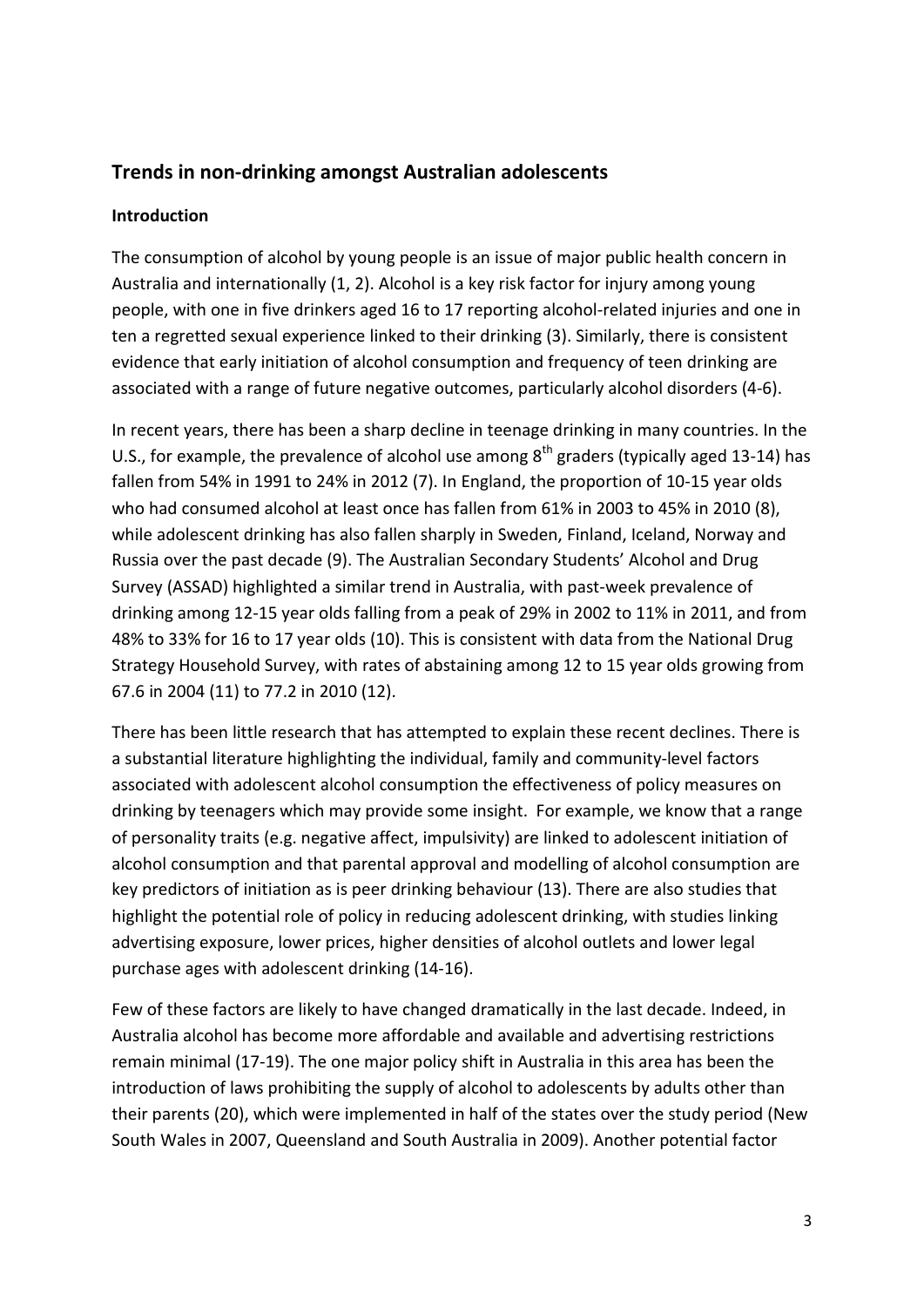## Trends in non-drinking amongst Australian adolescents

### Introduction

The consumption of alcohol by young people is an issue of major public health concern in Australia and internationally (1, 2). Alcohol is a key risk factor for injury among young people, with one in five drinkers aged 16 to 17 reporting alcohol-related injuries and one in ten a regretted sexual experience linked to their drinking (3). Similarly, there is consistent evidence that early initiation of alcohol consumption and frequency of teen drinking are associated with a range of future negative outcomes, particularly alcohol disorders (4-6).

In recent years, there has been a sharp decline in teenage drinking in many countries. In the U.S., for example, the prevalence of alcohol use among 8th graders (typically aged 13-14) has fallen from 54% in 1991 to 24% in 2012 (7). In England, the proportion of 10-15 year olds who had consumed alcohol at least once has fallen from 61% in 2003 to 45% in 2010 (8), while adolescent drinking has also fallen sharply in Sweden, Finland, Iceland, Norway and Russia over the past decade (9). The Australian Secondary Students' Alcohol and Drug Survey (ASSAD) highlighted a similar trend in Australia, with past-week prevalence of drinking among 12-15 year olds falling from a peak of 29% in 2002 to 11% in 2011, and from 48% to 33% for 16 to 17 year olds (10). This is consistent with data from the National Drug Strategy Household Survey, with rates of abstaining among 12 to 15 year olds growing from 67.6 in 2004 (11) to 77.2 in 2010 (12).

There has been little research that has attempted to explain these recent declines. There is a substantial literature highlighting the individual, family and community-level factors associated with adolescent alcohol consumption the effectiveness of policy measures on drinking by teenagers which may provide some insight. For example, we know that a range of personality traits (e.g. negative affect, impulsivity) are linked to adolescent initiation of alcohol consumption and that parental approval and modelling of alcohol consumption are key predictors of initiation as is peer drinking behaviour (13). There are also studies that highlight the potential role of policy in reducing adolescent drinking, with studies linking advertising exposure, lower prices, higher densities of alcohol outlets and lower legal purchase ages with adolescent drinking (14-16).

Few of these factors are likely to have changed dramatically in the last decade. Indeed, in Australia alcohol has become more affordable and available and advertising restrictions remain minimal (17-19). The one major policy shift in Australia in this area has been the introduction of laws prohibiting the supply of alcohol to adolescents by adults other than their parents (20), which were implemented in half of the states over the study period (New South Wales in 2007, Queensland and South Australia in 2009). Another potential factor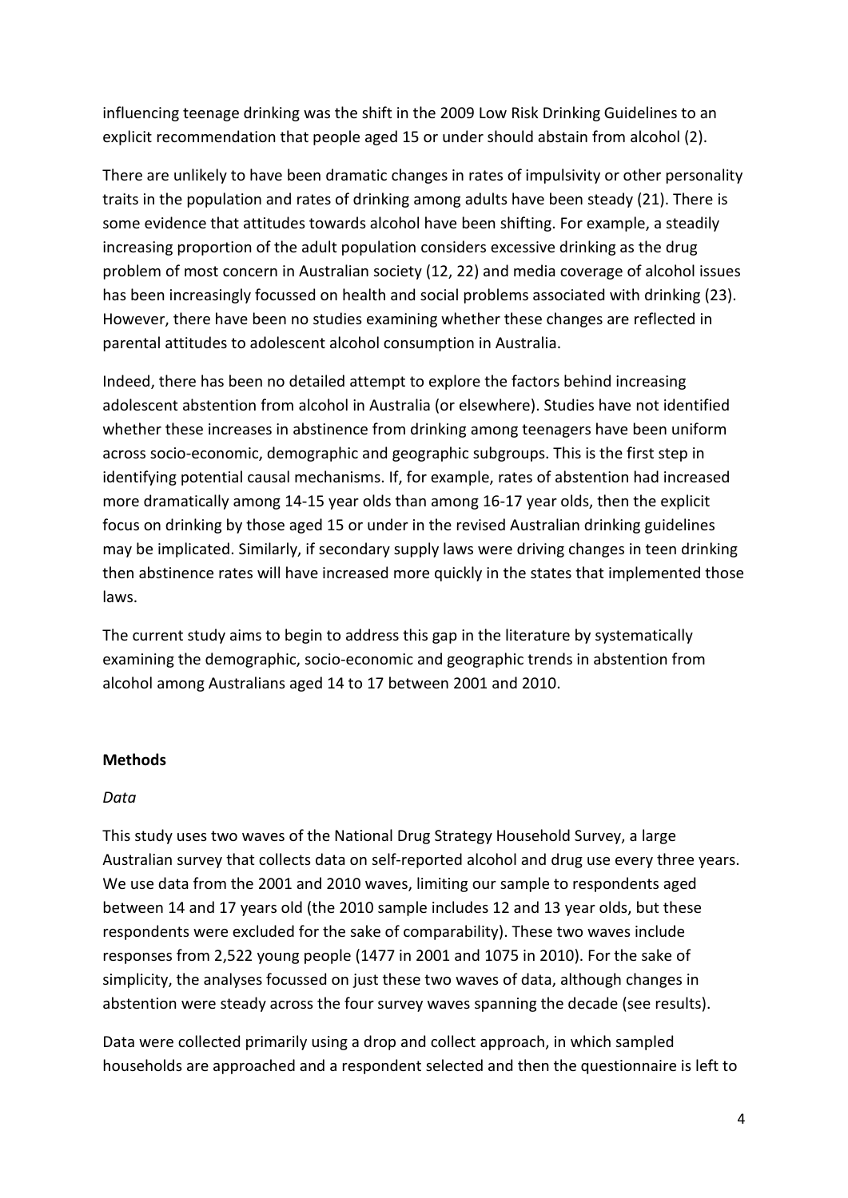influencing teenage drinking was the shift in the 2009 Low Risk Drinking Guidelines to an explicit recommendation that people aged 15 or under should abstain from alcohol (2).

There are unlikely to have been dramatic changes in rates of impulsivity or other personality traits in the population and rates of drinking among adults have been steady (21). There is some evidence that attitudes towards alcohol have been shifting. For example, a steadily increasing proportion of the adult population considers excessive drinking as the drug problem of most concern in Australian society (12, 22) and media coverage of alcohol issues has been increasingly focussed on health and social problems associated with drinking (23). However, there have been no studies examining whether these changes are reflected in parental attitudes to adolescent alcohol consumption in Australia.

Indeed, there has been no detailed attempt to explore the factors behind increasing adolescent abstention from alcohol in Australia (or elsewhere). Studies have not identified whether these increases in abstinence from drinking among teenagers have been uniform across socio-economic, demographic and geographic subgroups. This is the first step in identifying potential causal mechanisms. If, for example, rates of abstention had increased more dramatically among 14-15 year olds than among 16-17 year olds, then the explicit focus on drinking by those aged 15 or under in the revised Australian drinking guidelines may be implicated. Similarly, if secondary supply laws were driving changes in teen drinking then abstinence rates will have increased more quickly in the states that implemented those laws.

The current study aims to begin to address this gap in the literature by systematically examining the demographic, socio-economic and geographic trends in abstention from alcohol among Australians aged 14 to 17 between 2001 and 2010.

## Methods

### *Data*

This study uses two waves of the National Drug Strategy Household Survey, a large Australian survey that collects data on self-reported alcohol and drug use every three years. We use data from the 2001 and 2010 waves, limiting our sample to respondents aged between 14 and 17 years old (the 2010 sample includes 12 and 13 year olds, but these respondents were excluded for the sake of comparability). These two waves include responses from 2,522 young people (1477 in 2001 and 1075 in 2010). For the sake of simplicity, the analyses focussed on just these two waves of data, although changes in abstention were steady across the four survey waves spanning the decade (see results).

Data were collected primarily using a drop and collect approach, in which sampled households are approached and a respondent selected and then the questionnaire is left to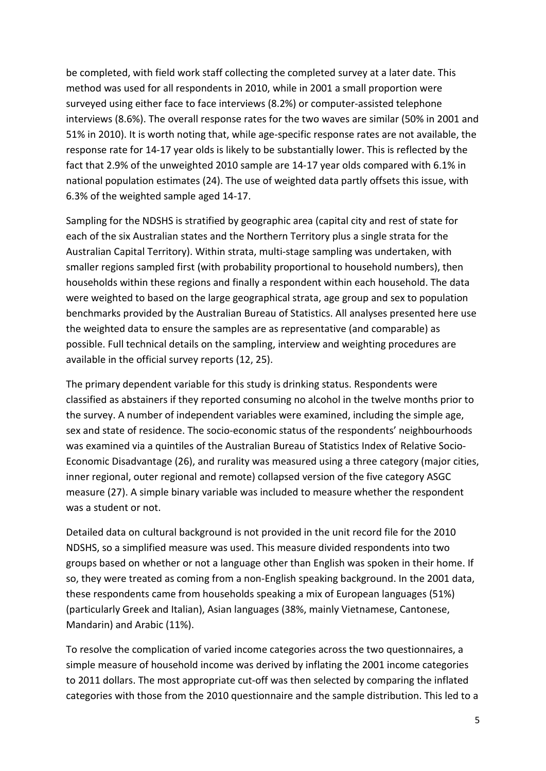be completed, with field work staff collecting the completed survey at a later date. This method was used for all respondents in 2010, while in 2001 a small proportion were surveyed using either face to face interviews (8.2%) or computer-assisted telephone interviews (8.6%). The overall response rates for the two waves are similar (50% in 2001 and 51% in 2010). It is worth noting that, while age-specific response rates are not available, the response rate for 14-17 year olds is likely to be substantially lower. This is reflected by the fact that 2.9% of the unweighted 2010 sample are 14-17 year olds compared with 6.1% in national population estimates (24). The use of weighted data partly offsets this issue, with 6.3% of the weighted sample aged 14-17.

Sampling for the NDSHS is stratified by geographic area (capital city and rest of state for each of the six Australian states and the Northern Territory plus a single strata for the Australian Capital Territory). Within strata, multi-stage sampling was undertaken, with smaller regions sampled first (with probability proportional to household numbers), then households within these regions and finally a respondent within each household. The data were weighted to based on the large geographical strata, age group and sex to population benchmarks provided by the Australian Bureau of Statistics. All analyses presented here use the weighted data to ensure the samples are as representative (and comparable) as possible. Full technical details on the sampling, interview and weighting procedures are available in the official survey reports (12, 25).

The primary dependent variable for this study is drinking status. Respondents were classified as abstainers if they reported consuming no alcohol in the twelve months prior to the survey. A number of independent variables were examined, including the simple age, sex and state of residence. The socio-economic status of the respondents' neighbourhoods was examined via a quintiles of the Australian Bureau of Statistics Index of Relative Socio-Economic Disadvantage (26), and rurality was measured using a three category (major cities, inner regional, outer regional and remote) collapsed version of the five category ASGC measure (27). A simple binary variable was included to measure whether the respondent was a student or not.

Detailed data on cultural background is not provided in the unit record file for the 2010 NDSHS, so a simplified measure was used. This measure divided respondents into two groups based on whether or not a language other than English was spoken in their home. If so, they were treated as coming from a non-English speaking background. In the 2001 data, these respondents came from households speaking a mix of European languages (51%) (particularly Greek and Italian), Asian languages (38%, mainly Vietnamese, Cantonese, Mandarin) and Arabic (11%).

To resolve the complication of varied income categories across the two questionnaires, a simple measure of household income was derived by inflating the 2001 income categories to 2011 dollars. The most appropriate cut-off was then selected by comparing the inflated categories with those from the 2010 questionnaire and the sample distribution. This led to a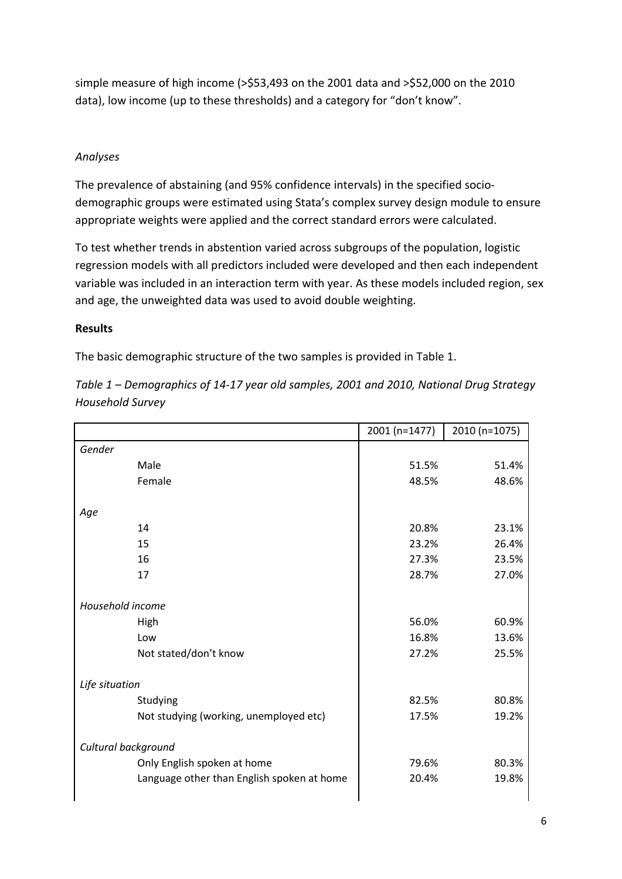simple measure of high income (>$53,493 on the 2001 data and >$52,000 on the 2010 data), low income (up to these thresholds) and a category for "don't know".

*Analyses*

The prevalence of abstaining (and 95% confidence intervals) in the specified socio-demographic groups were estimated using Stata's complex survey design module to ensure appropriate weights were applied and the correct standard errors were calculated.

To test whether trends in abstention varied across subgroups of the population, logistic regression models with all predictors included were developed and then each independent variable was included in an interaction term with year. As these models included region, sex and age, the unweighted data was used to avoid double weighting.

**Results**

The basic demographic structure of the two samples is provided in Table 1.

*Table 1 – Demographics of 14-17 year old samples, 2001 and 2010, National Drug Strategy Household Survey*

| | 2001 (n=1477) | 2010 (n=1075) |
|---|---|---|
| *Gender* | | |
| Male | 51.5% | 51.4% |
| Female | 48.5% | 48.6% |
| *Age* | | |
| 14 | 20.8% | 23.1% |
| 15 | 23.2% | 26.4% |
| 16 | 27.3% | 23.5% |
| 17 | 28.7% | 27.0% |
| *Household income* | | |
| High | 56.0% | 60.9% |
| Low | 16.8% | 13.6% |
| Not stated/don't know | 27.2% | 25.5% |
| *Life situation* | | |
| Studying | 82.5% | 80.8% |
| Not studying (working, unemployed etc) | 17.5% | 19.2% |
| *Cultural background* | | |
| Only English spoken at home | 79.6% | 80.3% |
| Language other than English spoken at home | 20.4% | 19.8% |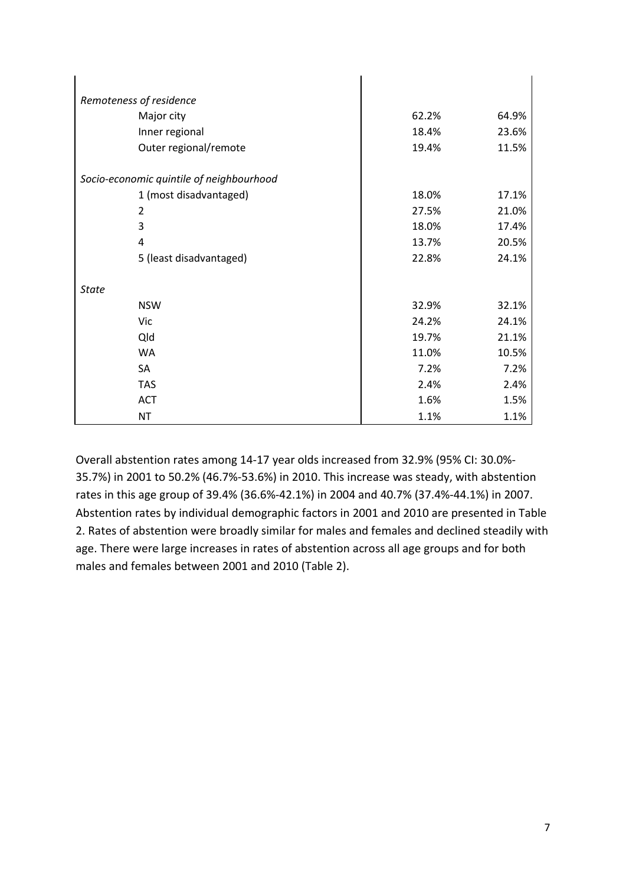| | | |
|---|---|---|
| *Remoteness of residence* | | |
| Major city | 62.2% | 64.9% |
| Inner regional | 18.4% | 23.6% |
| Outer regional/remote | 19.4% | 11.5% |
| | | |
| *Socio-economic quintile of neighbourhood* | | |
| 1 (most disadvantaged) | 18.0% | 17.1% |
| 2 | 27.5% | 21.0% |
| 3 | 18.0% | 17.4% |
| 4 | 13.7% | 20.5% |
| 5 (least disadvantaged) | 22.8% | 24.1% |
| | | |
| *State* | | |
| NSW | 32.9% | 32.1% |
| Vic | 24.2% | 24.1% |
| Qld | 19.7% | 21.1% |
| WA | 11.0% | 10.5% |
| SA | 7.2% | 7.2% |
| TAS | 2.4% | 2.4% |
| ACT | 1.6% | 1.5% |
| NT | 1.1% | 1.1% |

Overall abstention rates among 14-17 year olds increased from 32.9% (95% CI: 30.0%-35.7%) in 2001 to 50.2% (46.7%-53.6%) in 2010. This increase was steady, with abstention rates in this age group of 39.4% (36.6%-42.1%) in 2004 and 40.7% (37.4%-44.1%) in 2007. Abstention rates by individual demographic factors in 2001 and 2010 are presented in Table 2. Rates of abstention were broadly similar for males and females and declined steadily with age. There were large increases in rates of abstention across all age groups and for both males and females between 2001 and 2010 (Table 2).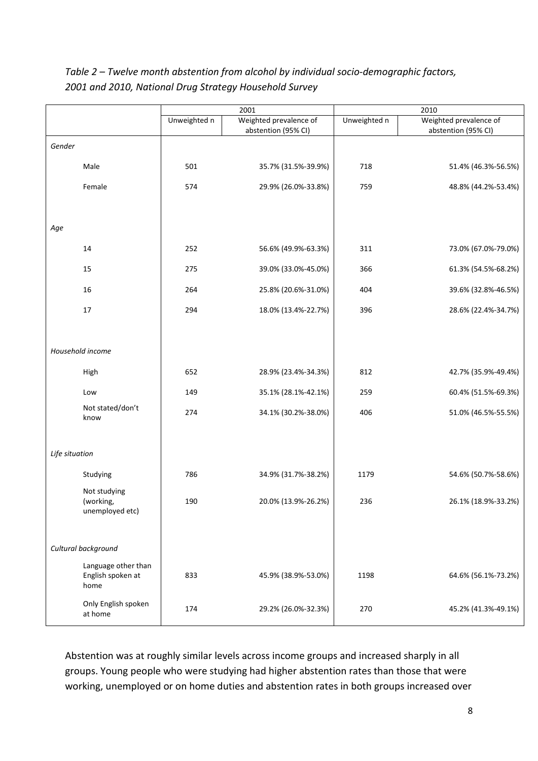*Table 2 – Twelve month abstention from alcohol by individual socio-demographic factors, 2001 and 2010, National Drug Strategy Household Survey*

| | 2001 | | 2010 | |
|---|---|---|---|---|
| | Unweighted n | Weighted prevalence of abstention (95% CI) | Unweighted n | Weighted prevalence of abstention (95% CI) |
| *Gender* | | | | |
| Male | 501 | 35.7% (31.5%-39.9%) | 718 | 51.4% (46.3%-56.5%) |
| Female | 574 | 29.9% (26.0%-33.8%) | 759 | 48.8% (44.2%-53.4%) |
| *Age* | | | | |
| 14 | 252 | 56.6% (49.9%-63.3%) | 311 | 73.0% (67.0%-79.0%) |
| 15 | 275 | 39.0% (33.0%-45.0%) | 366 | 61.3% (54.5%-68.2%) |
| 16 | 264 | 25.8% (20.6%-31.0%) | 404 | 39.6% (32.8%-46.5%) |
| 17 | 294 | 18.0% (13.4%-22.7%) | 396 | 28.6% (22.4%-34.7%) |
| *Household income* | | | | |
| High | 652 | 28.9% (23.4%-34.3%) | 812 | 42.7% (35.9%-49.4%) |
| Low | 149 | 35.1% (28.1%-42.1%) | 259 | 60.4% (51.5%-69.3%) |
| Not stated/don't know | 274 | 34.1% (30.2%-38.0%) | 406 | 51.0% (46.5%-55.5%) |
| *Life situation* | | | | |
| Studying | 786 | 34.9% (31.7%-38.2%) | 1179 | 54.6% (50.7%-58.6%) |
| Not studying (working, unemployed etc) | 190 | 20.0% (13.9%-26.2%) | 236 | 26.1% (18.9%-33.2%) |
| *Cultural background* | | | | |
| Language other than English spoken at home | 833 | 45.9% (38.9%-53.0%) | 1198 | 64.6% (56.1%-73.2%) |
| Only English spoken at home | 174 | 29.2% (26.0%-32.3%) | 270 | 45.2% (41.3%-49.1%) |

Abstention was at roughly similar levels across income groups and increased sharply in all groups. Young people who were studying had higher abstention rates than those that were working, unemployed or on home duties and abstention rates in both groups increased over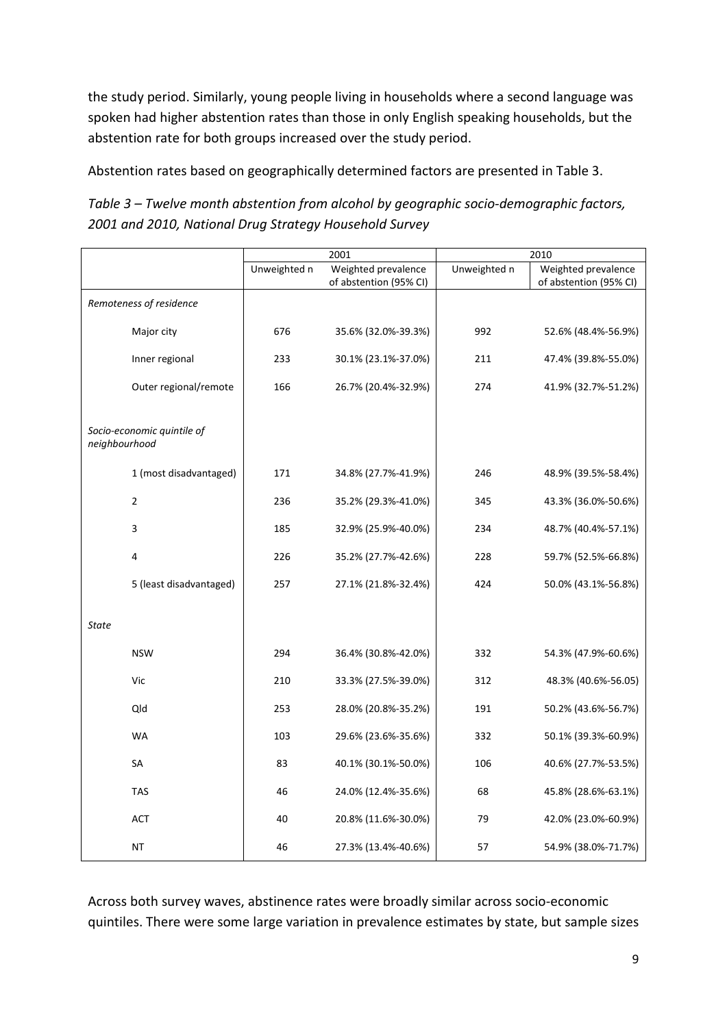the study period. Similarly, young people living in households where a second language was spoken had higher abstention rates than those in only English speaking households, but the abstention rate for both groups increased over the study period.

Abstention rates based on geographically determined factors are presented in Table 3.

*Table 3 – Twelve month abstention from alcohol by geographic socio-demographic factors, 2001 and 2010, National Drug Strategy Household Survey*

| | 2001 | | 2010 | |
|---|---|---|---|---|
| | Unweighted n | Weighted prevalence of abstention (95% CI) | Unweighted n | Weighted prevalence of abstention (95% CI) |
| *Remoteness of residence* | | | | |
| Major city | 676 | 35.6% (32.0%-39.3%) | 992 | 52.6% (48.4%-56.9%) |
| Inner regional | 233 | 30.1% (23.1%-37.0%) | 211 | 47.4% (39.8%-55.0%) |
| Outer regional/remote | 166 | 26.7% (20.4%-32.9%) | 274 | 41.9% (32.7%-51.2%) |
| *Socio-economic quintile of neighbourhood* | | | | |
| 1 (most disadvantaged) | 171 | 34.8% (27.7%-41.9%) | 246 | 48.9% (39.5%-58.4%) |
| 2 | 236 | 35.2% (29.3%-41.0%) | 345 | 43.3% (36.0%-50.6%) |
| 3 | 185 | 32.9% (25.9%-40.0%) | 234 | 48.7% (40.4%-57.1%) |
| 4 | 226 | 35.2% (27.7%-42.6%) | 228 | 59.7% (52.5%-66.8%) |
| 5 (least disadvantaged) | 257 | 27.1% (21.8%-32.4%) | 424 | 50.0% (43.1%-56.8%) |
| *State* | | | | |
| NSW | 294 | 36.4% (30.8%-42.0%) | 332 | 54.3% (47.9%-60.6%) |
| Vic | 210 | 33.3% (27.5%-39.0%) | 312 | 48.3% (40.6%-56.05) |
| Qld | 253 | 28.0% (20.8%-35.2%) | 191 | 50.2% (43.6%-56.7%) |
| WA | 103 | 29.6% (23.6%-35.6%) | 332 | 50.1% (39.3%-60.9%) |
| SA | 83 | 40.1% (30.1%-50.0%) | 106 | 40.6% (27.7%-53.5%) |
| TAS | 46 | 24.0% (12.4%-35.6%) | 68 | 45.8% (28.6%-63.1%) |
| ACT | 40 | 20.8% (11.6%-30.0%) | 79 | 42.0% (23.0%-60.9%) |
| NT | 46 | 27.3% (13.4%-40.6%) | 57 | 54.9% (38.0%-71.7%) |

Across both survey waves, abstinence rates were broadly similar across socio-economic quintiles. There were some large variation in prevalence estimates by state, but sample sizes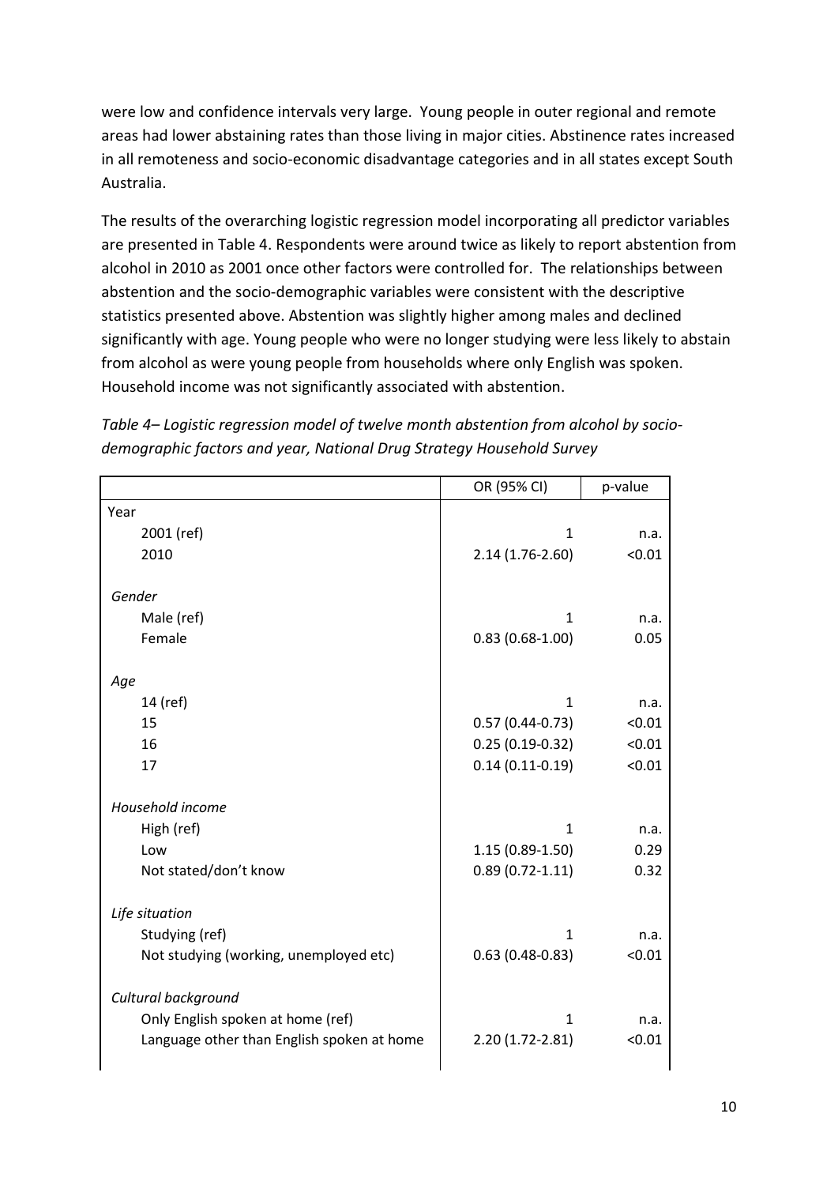were low and confidence intervals very large. Young people in outer regional and remote areas had lower abstaining rates than those living in major cities. Abstinence rates increased in all remoteness and socio-economic disadvantage categories and in all states except South Australia.

The results of the overarching logistic regression model incorporating all predictor variables are presented in Table 4. Respondents were around twice as likely to report abstention from alcohol in 2010 as 2001 once other factors were controlled for. The relationships between abstention and the socio-demographic variables were consistent with the descriptive statistics presented above. Abstention was slightly higher among males and declined significantly with age. Young people who were no longer studying were less likely to abstain from alcohol as were young people from households where only English was spoken. Household income was not significantly associated with abstention.

*Table 4– Logistic regression model of twelve month abstention from alcohol by socio-demographic factors and year, National Drug Strategy Household Survey*

| | OR (95% CI) | p-value |
|---|---|---|
| Year | | |
| 2001 (ref) | 1 | n.a. |
| 2010 | 2.14 (1.76-2.60) | <0.01 |
| *Gender* | | |
| Male (ref) | 1 | n.a. |
| Female | 0.83 (0.68-1.00) | 0.05 |
| *Age* | | |
| 14 (ref) | 1 | n.a. |
| 15 | 0.57 (0.44-0.73) | <0.01 |
| 16 | 0.25 (0.19-0.32) | <0.01 |
| 17 | 0.14 (0.11-0.19) | <0.01 |
| *Household income* | | |
| High (ref) | 1 | n.a. |
| Low | 1.15 (0.89-1.50) | 0.29 |
| Not stated/don't know | 0.89 (0.72-1.11) | 0.32 |
| *Life situation* | | |
| Studying (ref) | 1 | n.a. |
| Not studying (working, unemployed etc) | 0.63 (0.48-0.83) | <0.01 |
| *Cultural background* | | |
| Only English spoken at home (ref) | 1 | n.a. |
| Language other than English spoken at home | 2.20 (1.72-2.81) | <0.01 |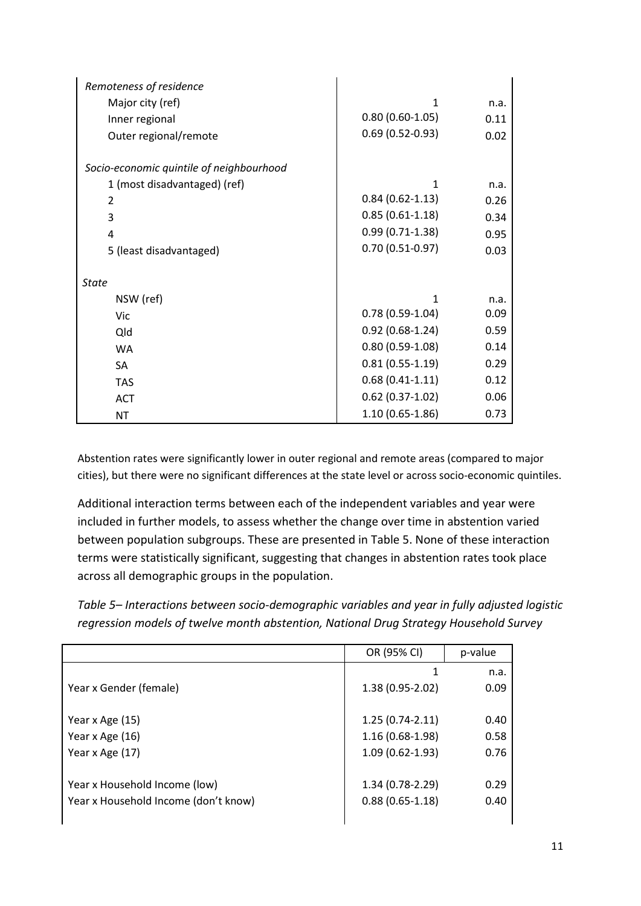| | | |
|---|---|---|
| *Remoteness of residence* | | |
| Major city (ref) | 1 | n.a. |
| Inner regional | 0.80 (0.60-1.05) | 0.11 |
| Outer regional/remote | 0.69 (0.52-0.93) | 0.02 |
| *Socio-economic quintile of neighbourhood* | | |
| 1 (most disadvantaged) (ref) | 1 | n.a. |
| 2 | 0.84 (0.62-1.13) | 0.26 |
| 3 | 0.85 (0.61-1.18) | 0.34 |
| 4 | 0.99 (0.71-1.38) | 0.95 |
| 5 (least disadvantaged) | 0.70 (0.51-0.97) | 0.03 |
| *State* | | |
| NSW (ref) | 1 | n.a. |
| Vic | 0.78 (0.59-1.04) | 0.09 |
| Qld | 0.92 (0.68-1.24) | 0.59 |
| WA | 0.80 (0.59-1.08) | 0.14 |
| SA | 0.81 (0.55-1.19) | 0.29 |
| TAS | 0.68 (0.41-1.11) | 0.12 |
| ACT | 0.62 (0.37-1.02) | 0.06 |
| NT | 1.10 (0.65-1.86) | 0.73 |

Abstention rates were significantly lower in outer regional and remote areas (compared to major cities), but there were no significant differences at the state level or across socio-economic quintiles.

Additional interaction terms between each of the independent variables and year were included in further models, to assess whether the change over time in abstention varied between population subgroups. These are presented in Table 5. None of these interaction terms were statistically significant, suggesting that changes in abstention rates took place across all demographic groups in the population.

*Table 5– Interactions between socio-demographic variables and year in fully adjusted logistic regression models of twelve month abstention, National Drug Strategy Household Survey*

| | OR (95% CI) | p-value |
|---|---|---|
| | 1 | n.a. |
| Year x Gender (female) | 1.38 (0.95-2.02) | 0.09 |
| Year x Age (15) | 1.25 (0.74-2.11) | 0.40 |
| Year x Age (16) | 1.16 (0.68-1.98) | 0.58 |
| Year x Age (17) | 1.09 (0.62-1.93) | 0.76 |
| Year x Household Income (low) | 1.34 (0.78-2.29) | 0.29 |
| Year x Household Income (don't know) | 0.88 (0.65-1.18) | 0.40 |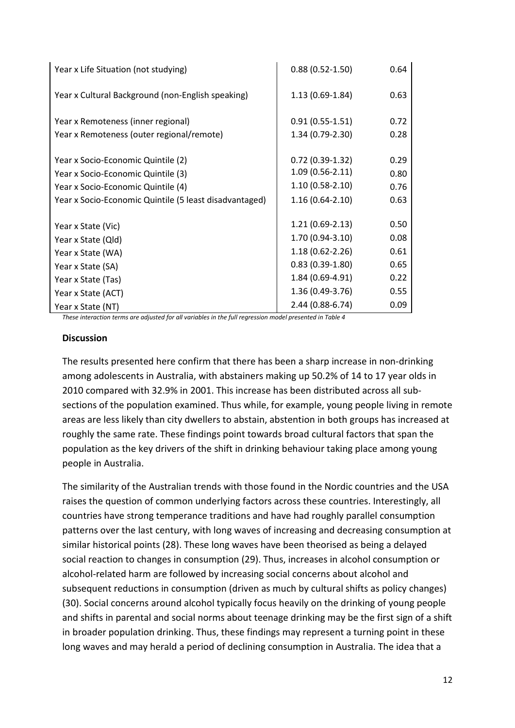| | | |
|---|---|---|
| Year x Life Situation (not studying) | 0.88 (0.52-1.50) | 0.64 |
| Year x Cultural Background (non-English speaking) | 1.13 (0.69-1.84) | 0.63 |
| Year x Remoteness (inner regional) | 0.91 (0.55-1.51) | 0.72 |
| Year x Remoteness (outer regional/remote) | 1.34 (0.79-2.30) | 0.28 |
| Year x Socio-Economic Quintile (2) | 0.72 (0.39-1.32) | 0.29 |
| Year x Socio-Economic Quintile (3) | 1.09 (0.56-2.11) | 0.80 |
| Year x Socio-Economic Quintile (4) | 1.10 (0.58-2.10) | 0.76 |
| Year x Socio-Economic Quintile (5 least disadvantaged) | 1.16 (0.64-2.10) | 0.63 |
| Year x State (Vic) | 1.21 (0.69-2.13) | 0.50 |
| Year x State (Qld) | 1.70 (0.94-3.10) | 0.08 |
| Year x State (WA) | 1.18 (0.62-2.26) | 0.61 |
| Year x State (SA) | 0.83 (0.39-1.80) | 0.65 |
| Year x State (Tas) | 1.84 (0.69-4.91) | 0.22 |
| Year x State (ACT) | 1.36 (0.49-3.76) | 0.55 |
| Year x State (NT) | 2.44 (0.88-6.74) | 0.09 |

*These interaction terms are adjusted for all variables in the full regression model presented in Table 4*

**Discussion**

The results presented here confirm that there has been a sharp increase in non-drinking among adolescents in Australia, with abstainers making up 50.2% of 14 to 17 year olds in 2010 compared with 32.9% in 2001. This increase has been distributed across all sub-sections of the population examined. Thus while, for example, young people living in remote areas are less likely than city dwellers to abstain, abstention in both groups has increased at roughly the same rate. These findings point towards broad cultural factors that span the population as the key drivers of the shift in drinking behaviour taking place among young people in Australia.

The similarity of the Australian trends with those found in the Nordic countries and the USA raises the question of common underlying factors across these countries. Interestingly, all countries have strong temperance traditions and have had roughly parallel consumption patterns over the last century, with long waves of increasing and decreasing consumption at similar historical points (28). These long waves have been theorised as being a delayed social reaction to changes in consumption (29). Thus, increases in alcohol consumption or alcohol-related harm are followed by increasing social concerns about alcohol and subsequent reductions in consumption (driven as much by cultural shifts as policy changes) (30). Social concerns around alcohol typically focus heavily on the drinking of young people and shifts in parental and social norms about teenage drinking may be the first sign of a shift in broader population drinking. Thus, these findings may represent a turning point in these long waves and may herald a period of declining consumption in Australia. The idea that a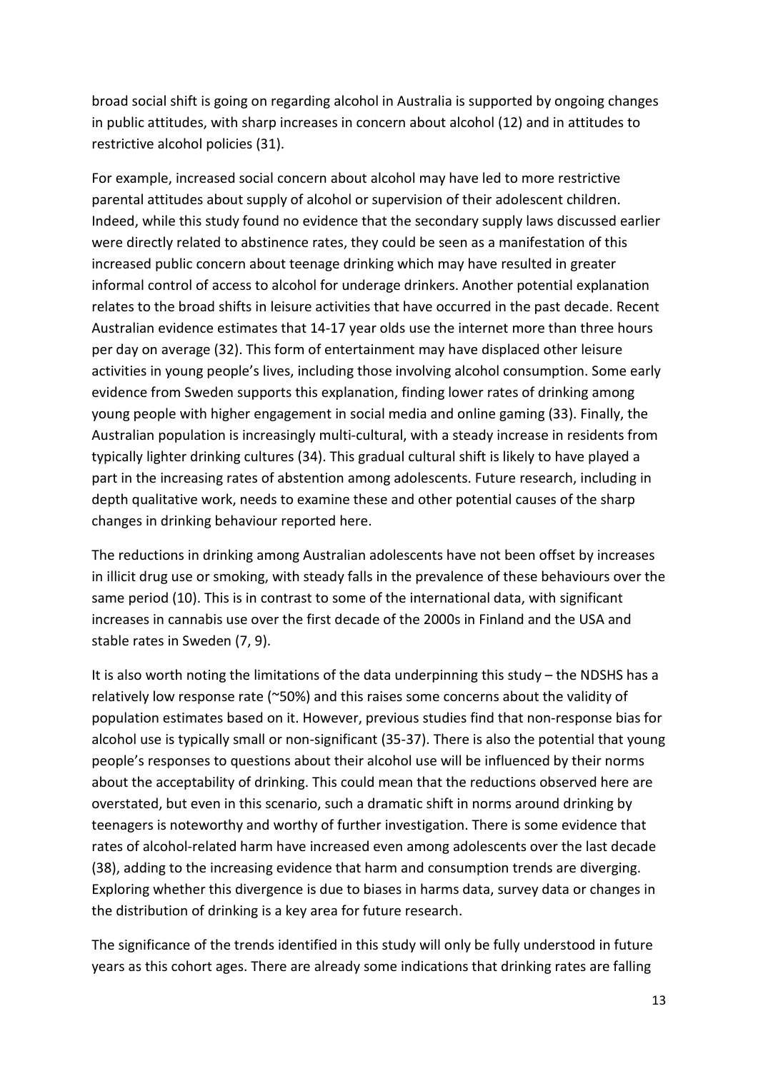broad social shift is going on regarding alcohol in Australia is supported by ongoing changes in public attitudes, with sharp increases in concern about alcohol (12) and in attitudes to restrictive alcohol policies (31).

For example, increased social concern about alcohol may have led to more restrictive parental attitudes about supply of alcohol or supervision of their adolescent children. Indeed, while this study found no evidence that the secondary supply laws discussed earlier were directly related to abstinence rates, they could be seen as a manifestation of this increased public concern about teenage drinking which may have resulted in greater informal control of access to alcohol for underage drinkers. Another potential explanation relates to the broad shifts in leisure activities that have occurred in the past decade. Recent Australian evidence estimates that 14-17 year olds use the internet more than three hours per day on average (32). This form of entertainment may have displaced other leisure activities in young people's lives, including those involving alcohol consumption. Some early evidence from Sweden supports this explanation, finding lower rates of drinking among young people with higher engagement in social media and online gaming (33). Finally, the Australian population is increasingly multi-cultural, with a steady increase in residents from typically lighter drinking cultures (34). This gradual cultural shift is likely to have played a part in the increasing rates of abstention among adolescents. Future research, including in depth qualitative work, needs to examine these and other potential causes of the sharp changes in drinking behaviour reported here.

The reductions in drinking among Australian adolescents have not been offset by increases in illicit drug use or smoking, with steady falls in the prevalence of these behaviours over the same period (10). This is in contrast to some of the international data, with significant increases in cannabis use over the first decade of the 2000s in Finland and the USA and stable rates in Sweden (7, 9).

It is also worth noting the limitations of the data underpinning this study – the NDSHS has a relatively low response rate (~50%) and this raises some concerns about the validity of population estimates based on it. However, previous studies find that non-response bias for alcohol use is typically small or non-significant (35-37). There is also the potential that young people's responses to questions about their alcohol use will be influenced by their norms about the acceptability of drinking. This could mean that the reductions observed here are overstated, but even in this scenario, such a dramatic shift in norms around drinking by teenagers is noteworthy and worthy of further investigation. There is some evidence that rates of alcohol-related harm have increased even among adolescents over the last decade (38), adding to the increasing evidence that harm and consumption trends are diverging. Exploring whether this divergence is due to biases in harms data, survey data or changes in the distribution of drinking is a key area for future research.

The significance of the trends identified in this study will only be fully understood in future years as this cohort ages. There are already some indications that drinking rates are falling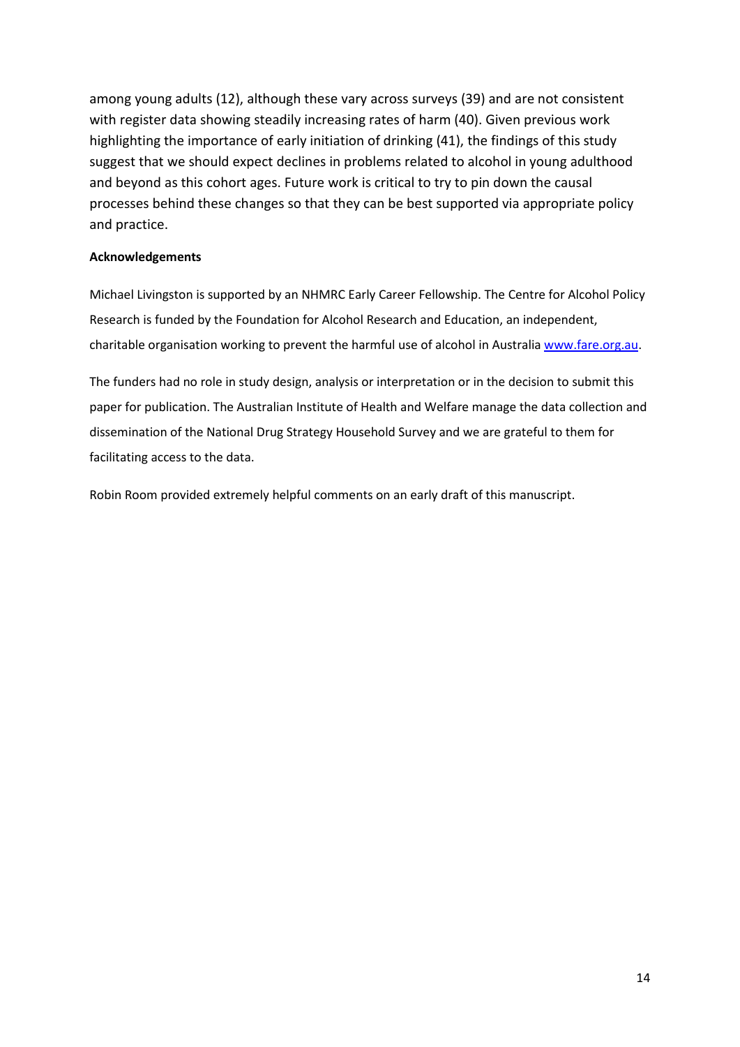among young adults (12), although these vary across surveys (39) and are not consistent with register data showing steadily increasing rates of harm (40). Given previous work highlighting the importance of early initiation of drinking (41), the findings of this study suggest that we should expect declines in problems related to alcohol in young adulthood and beyond as this cohort ages. Future work is critical to try to pin down the causal processes behind these changes so that they can be best supported via appropriate policy and practice.

**Acknowledgements**

Michael Livingston is supported by an NHMRC Early Career Fellowship. The Centre for Alcohol Policy Research is funded by the Foundation for Alcohol Research and Education, an independent, charitable organisation working to prevent the harmful use of alcohol in Australia [www.fare.org.au](http://www.fare.org.au).

The funders had no role in study design, analysis or interpretation or in the decision to submit this paper for publication. The Australian Institute of Health and Welfare manage the data collection and dissemination of the National Drug Strategy Household Survey and we are grateful to them for facilitating access to the data.

Robin Room provided extremely helpful comments on an early draft of this manuscript.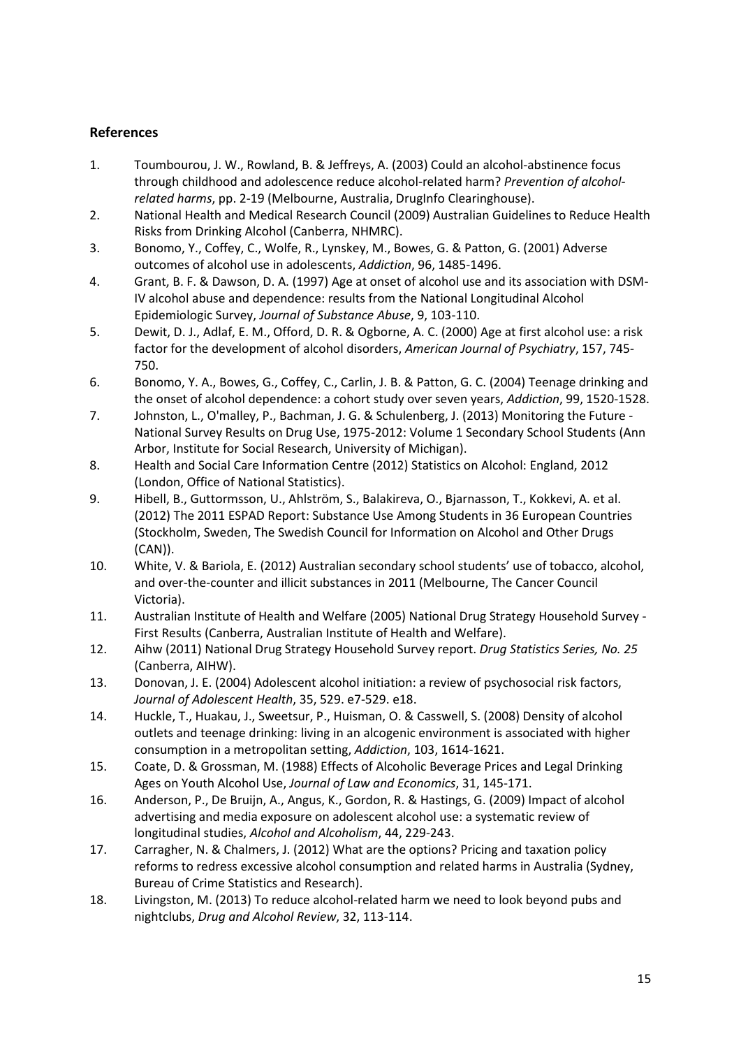## References

1. Toumbourou, J. W., Rowland, B. & Jeffreys, A. (2003) Could an alcohol-abstinence focus through childhood and adolescence reduce alcohol-related harm? *Prevention of alcohol-related harms*, pp. 2-19 (Melbourne, Australia, DrugInfo Clearinghouse).
2. National Health and Medical Research Council (2009) Australian Guidelines to Reduce Health Risks from Drinking Alcohol (Canberra, NHMRC).
3. Bonomo, Y., Coffey, C., Wolfe, R., Lynskey, M., Bowes, G. & Patton, G. (2001) Adverse outcomes of alcohol use in adolescents, *Addiction*, 96, 1485-1496.
4. Grant, B. F. & Dawson, D. A. (1997) Age at onset of alcohol use and its association with DSM-IV alcohol abuse and dependence: results from the National Longitudinal Alcohol Epidemiologic Survey, *Journal of Substance Abuse*, 9, 103-110.
5. Dewit, D. J., Adlaf, E. M., Offord, D. R. & Ogborne, A. C. (2000) Age at first alcohol use: a risk factor for the development of alcohol disorders, *American Journal of Psychiatry*, 157, 745-750.
6. Bonomo, Y. A., Bowes, G., Coffey, C., Carlin, J. B. & Patton, G. C. (2004) Teenage drinking and the onset of alcohol dependence: a cohort study over seven years, *Addiction*, 99, 1520-1528.
7. Johnston, L., O'malley, P., Bachman, J. G. & Schulenberg, J. (2013) Monitoring the Future - National Survey Results on Drug Use, 1975-2012: Volume 1 Secondary School Students (Ann Arbor, Institute for Social Research, University of Michigan).
8. Health and Social Care Information Centre (2012) Statistics on Alcohol: England, 2012 (London, Office of National Statistics).
9. Hibell, B., Guttormsson, U., Ahlström, S., Balakireva, O., Bjarnasson, T., Kokkevi, A. et al. (2012) The 2011 ESPAD Report: Substance Use Among Students in 36 European Countries (Stockholm, Sweden, The Swedish Council for Information on Alcohol and Other Drugs (CAN)).
10. White, V. & Bariola, E. (2012) Australian secondary school students' use of tobacco, alcohol, and over-the-counter and illicit substances in 2011 (Melbourne, The Cancer Council Victoria).
11. Australian Institute of Health and Welfare (2005) National Drug Strategy Household Survey - First Results (Canberra, Australian Institute of Health and Welfare).
12. Aihw (2011) National Drug Strategy Household Survey report. *Drug Statistics Series, No. 25* (Canberra, AIHW).
13. Donovan, J. E. (2004) Adolescent alcohol initiation: a review of psychosocial risk factors, *Journal of Adolescent Health*, 35, 529. e7-529. e18.
14. Huckle, T., Huakau, J., Sweetsur, P., Huisman, O. & Casswell, S. (2008) Density of alcohol outlets and teenage drinking: living in an alcogenic environment is associated with higher consumption in a metropolitan setting, *Addiction*, 103, 1614-1621.
15. Coate, D. & Grossman, M. (1988) Effects of Alcoholic Beverage Prices and Legal Drinking Ages on Youth Alcohol Use, *Journal of Law and Economics*, 31, 145-171.
16. Anderson, P., De Bruijn, A., Angus, K., Gordon, R. & Hastings, G. (2009) Impact of alcohol advertising and media exposure on adolescent alcohol use: a systematic review of longitudinal studies, *Alcohol and Alcoholism*, 44, 229-243.
17. Carragher, N. & Chalmers, J. (2012) What are the options? Pricing and taxation policy reforms to redress excessive alcohol consumption and related harms in Australia (Sydney, Bureau of Crime Statistics and Research).
18. Livingston, M. (2013) To reduce alcohol-related harm we need to look beyond pubs and nightclubs, *Drug and Alcohol Review*, 32, 113-114.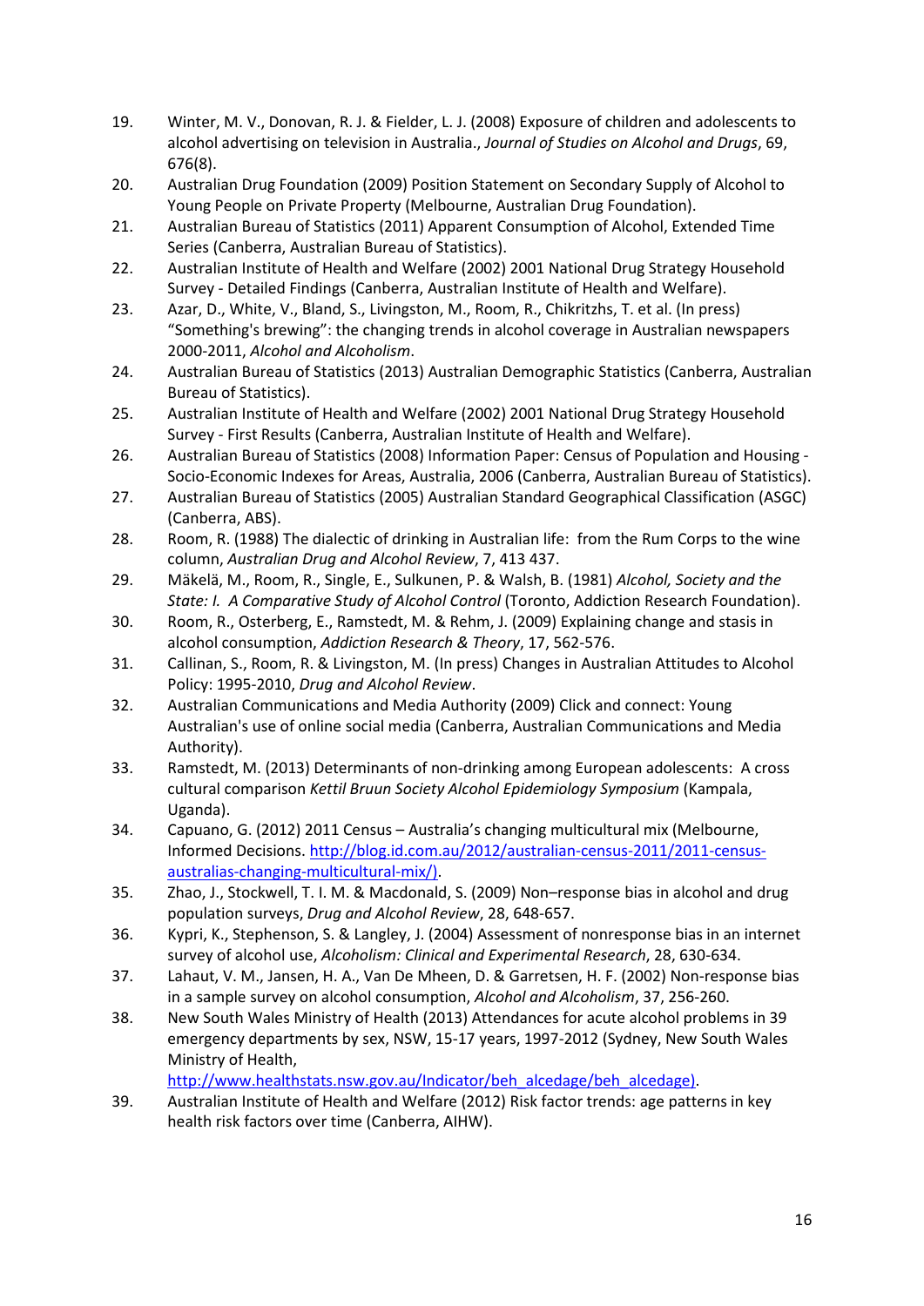19. Winter, M. V., Donovan, R. J. & Fielder, L. J. (2008) Exposure of children and adolescents to alcohol advertising on television in Australia., *Journal of Studies on Alcohol and Drugs*, 69, 676(8).
20. Australian Drug Foundation (2009) Position Statement on Secondary Supply of Alcohol to Young People on Private Property (Melbourne, Australian Drug Foundation).
21. Australian Bureau of Statistics (2011) Apparent Consumption of Alcohol, Extended Time Series (Canberra, Australian Bureau of Statistics).
22. Australian Institute of Health and Welfare (2002) 2001 National Drug Strategy Household Survey - Detailed Findings (Canberra, Australian Institute of Health and Welfare).
23. Azar, D., White, V., Bland, S., Livingston, M., Room, R., Chikritzhs, T. et al. (In press) "Something's brewing": the changing trends in alcohol coverage in Australian newspapers 2000-2011, *Alcohol and Alcoholism*.
24. Australian Bureau of Statistics (2013) Australian Demographic Statistics (Canberra, Australian Bureau of Statistics).
25. Australian Institute of Health and Welfare (2002) 2001 National Drug Strategy Household Survey - First Results (Canberra, Australian Institute of Health and Welfare).
26. Australian Bureau of Statistics (2008) Information Paper: Census of Population and Housing - Socio-Economic Indexes for Areas, Australia, 2006 (Canberra, Australian Bureau of Statistics).
27. Australian Bureau of Statistics (2005) Australian Standard Geographical Classification (ASGC) (Canberra, ABS).
28. Room, R. (1988) The dialectic of drinking in Australian life: from the Rum Corps to the wine column, *Australian Drug and Alcohol Review*, 7, 413 437.
29. Mäkelä, M., Room, R., Single, E., Sulkunen, P. & Walsh, B. (1981) *Alcohol, Society and the State: I. A Comparative Study of Alcohol Control* (Toronto, Addiction Research Foundation).
30. Room, R., Osterberg, E., Ramstedt, M. & Rehm, J. (2009) Explaining change and stasis in alcohol consumption, *Addiction Research & Theory*, 17, 562-576.
31. Callinan, S., Room, R. & Livingston, M. (In press) Changes in Australian Attitudes to Alcohol Policy: 1995-2010, *Drug and Alcohol Review*.
32. Australian Communications and Media Authority (2009) Click and connect: Young Australian's use of online social media (Canberra, Australian Communications and Media Authority).
33. Ramstedt, M. (2013) Determinants of non-drinking among European adolescents: A cross cultural comparison *Kettil Bruun Society Alcohol Epidemiology Symposium* (Kampala, Uganda).
34. Capuano, G. (2012) 2011 Census – Australia's changing multicultural mix (Melbourne, Informed Decisions. http://blog.id.com.au/2012/australian-census-2011/2011-census-australias-changing-multicultural-mix/).
35. Zhao, J., Stockwell, T. I. M. & Macdonald, S. (2009) Non–response bias in alcohol and drug population surveys, *Drug and Alcohol Review*, 28, 648-657.
36. Kypri, K., Stephenson, S. & Langley, J. (2004) Assessment of nonresponse bias in an internet survey of alcohol use, *Alcoholism: Clinical and Experimental Research*, 28, 630-634.
37. Lahaut, V. M., Jansen, H. A., Van De Mheen, D. & Garretsen, H. F. (2002) Non-response bias in a sample survey on alcohol consumption, *Alcohol and Alcoholism*, 37, 256-260.
38. New South Wales Ministry of Health (2013) Attendances for acute alcohol problems in 39 emergency departments by sex, NSW, 15-17 years, 1997-2012 (Sydney, New South Wales Ministry of Health, http://www.healthstats.nsw.gov.au/Indicator/beh_alcedage/beh_alcedage).
39. Australian Institute of Health and Welfare (2012) Risk factor trends: age patterns in key health risk factors over time (Canberra, AIHW).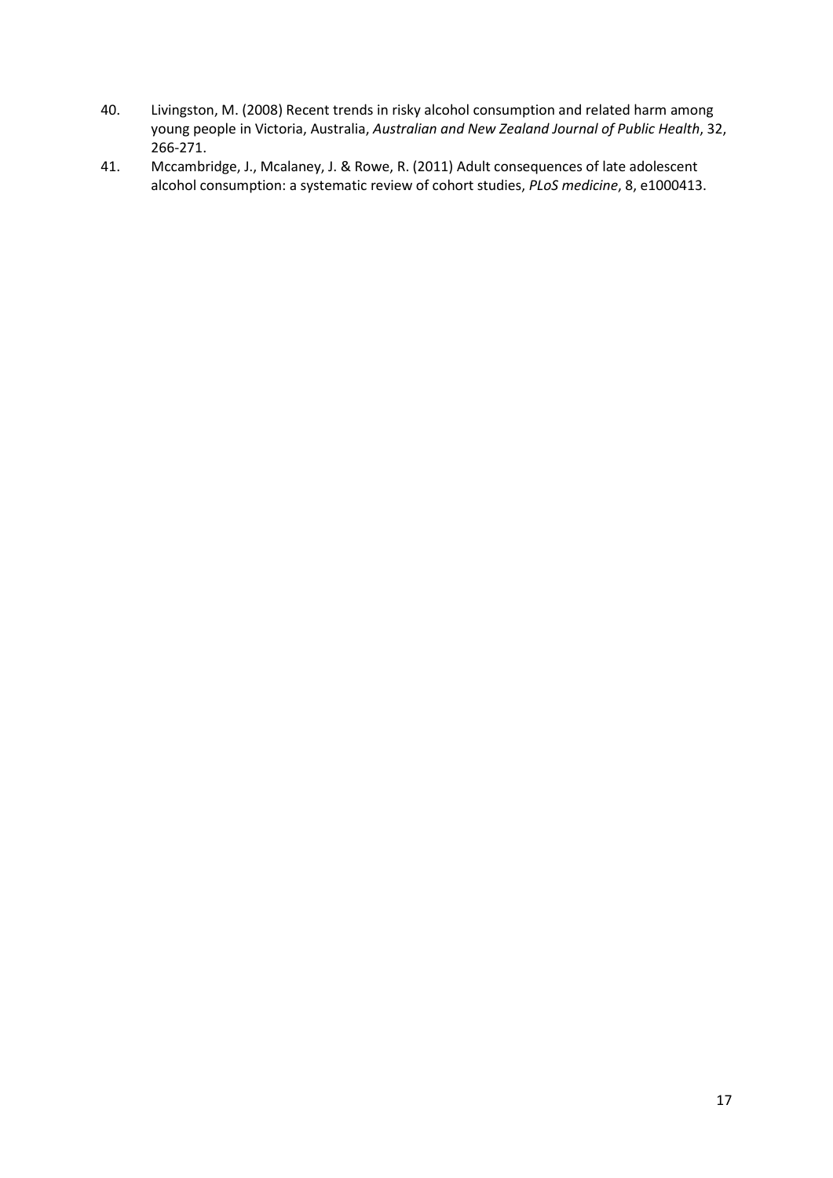40. Livingston, M. (2008) Recent trends in risky alcohol consumption and related harm among young people in Victoria, Australia, *Australian and New Zealand Journal of Public Health*, 32, 266-271.
41. Mccambridge, J., Mcalaney, J. & Rowe, R. (2011) Adult consequences of late adolescent alcohol consumption: a systematic review of cohort studies, *PLoS medicine*, 8, e1000413.